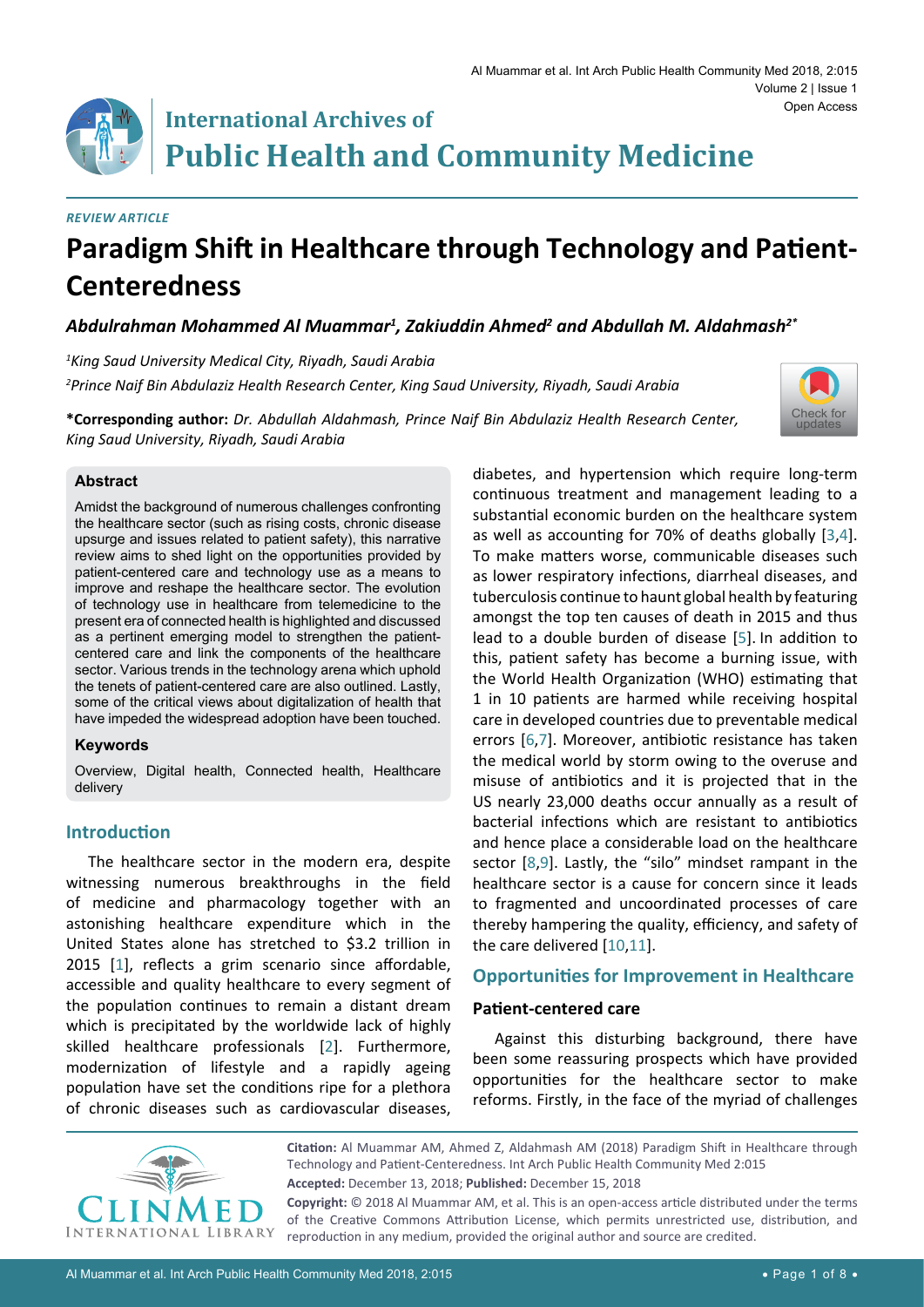# International Archives of Public Health and Community Medicine

*REVIEW ARTICLE*

# Paradigm Shift in Healthcare through Technology and Patient-Centeredness

***Abdulrahman Mohammed Al Muammar[1], Zakiuddin Ahmed[2] and Abdullah M. Aldahmash[2*]***

*[1]King Saud University Medical City, Riyadh, Saudi Arabia*

*[2]Prince Naif Bin Abdulaziz Health Research Center, King Saud University, Riyadh, Saudi Arabia*

**\*Corresponding author:** *Dr. Abdullah Aldahmash, Prince Naif Bin Abdulaziz Health Research Center, King Saud University, Riyadh, Saudi Arabia*

### Abstract

Amidst the background of numerous challenges confronting the healthcare sector (such as rising costs, chronic disease upsurge and issues related to patient safety), this narrative review aims to shed light on the opportunities provided by patient-centered care and technology use as a means to improve and reshape the healthcare sector. The evolution of technology use in healthcare from telemedicine to the present era of connected health is highlighted and discussed as a pertinent emerging model to strengthen the patient-centered care and link the components of the healthcare sector. Various trends in the technology arena which uphold the tenets of patient-centered care are also outlined. Lastly, some of the critical views about digitalization of health that have impeded the widespread adoption have been touched.

### Keywords

Overview, Digital health, Connected health, Healthcare delivery

## Introduction

The healthcare sector in the modern era, despite witnessing numerous breakthroughs in the field of medicine and pharmacology together with an astonishing healthcare expenditure which in the United States alone has stretched to $3.2 trillion in 2015 [1], reflects a grim scenario since affordable, accessible and quality healthcare to every segment of the population continues to remain a distant dream which is precipitated by the worldwide lack of highly skilled healthcare professionals [2]. Furthermore, modernization of lifestyle and a rapidly ageing population have set the conditions ripe for a plethora of chronic diseases such as cardiovascular diseases, diabetes, and hypertension which require long-term continuous treatment and management leading to a substantial economic burden on the healthcare system as well as accounting for 70% of deaths globally [3,4]. To make matters worse, communicable diseases such as lower respiratory infections, diarrheal diseases, and tuberculosis continue to haunt global health by featuring amongst the top ten causes of death in 2015 and thus lead to a double burden of disease [5]. In addition to this, patient safety has become a burning issue, with the World Health Organization (WHO) estimating that 1 in 10 patients are harmed while receiving hospital care in developed countries due to preventable medical errors [6,7]. Moreover, antibiotic resistance has taken the medical world by storm owing to the overuse and misuse of antibiotics and it is projected that in the US nearly 23,000 deaths occur annually as a result of bacterial infections which are resistant to antibiotics and hence place a considerable load on the healthcare sector [8,9]. Lastly, the "silo" mindset rampant in the healthcare sector is a cause for concern since it leads to fragmented and uncoordinated processes of care thereby hampering the quality, efficiency, and safety of the care delivered [10,11].

## Opportunities for Improvement in Healthcare

### Patient-centered care

Against this disturbing background, there have been some reassuring prospects which have provided opportunities for the healthcare sector to make reforms. Firstly, in the face of the myriad of challenges

**Citation:** Al Muammar AM, Ahmed Z, Aldahmash AM (2018) Paradigm Shift in Healthcare through Technology and Patient-Centeredness. Int Arch Public Health Community Med 2:015

**Accepted:** December 13, 2018; **Published:** December 15, 2018

**Copyright:** © 2018 Al Muammar AM, et al. This is an open-access article distributed under the terms of the Creative Commons Attribution License, which permits unrestricted use, distribution, and reproduction in any medium, provided the original author and source are credited.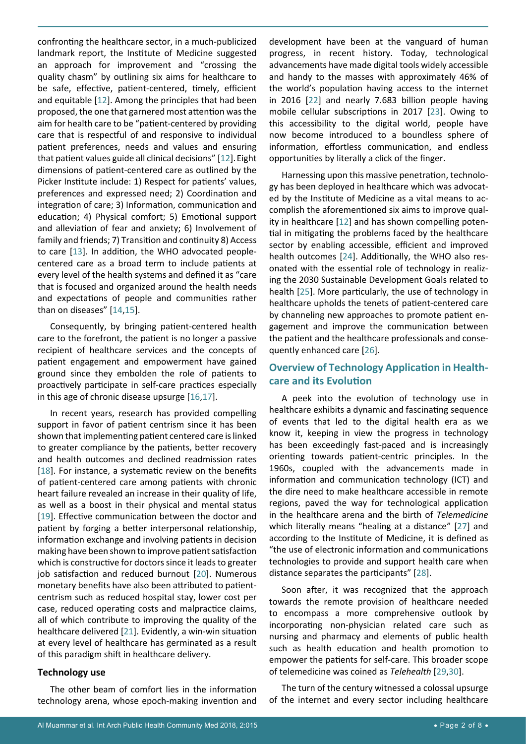confronting the healthcare sector, in a much-publicized landmark report, the Institute of Medicine suggested an approach for improvement and "crossing the quality chasm" by outlining six aims for healthcare to be safe, effective, patient-centered, timely, efficient and equitable [12]. Among the principles that had been proposed, the one that garnered most attention was the aim for health care to be "patient-centered by providing care that is respectful of and responsive to individual patient preferences, needs and values and ensuring that patient values guide all clinical decisions" [12]. Eight dimensions of patient-centered care as outlined by the Picker Institute include: 1) Respect for patients' values, preferences and expressed need; 2) Coordination and integration of care; 3) Information, communication and education; 4) Physical comfort; 5) Emotional support and alleviation of fear and anxiety; 6) Involvement of family and friends; 7) Transition and continuity 8) Access to care [13]. In addition, the WHO advocated people-centered care as a broad term to include patients at every level of the health systems and defined it as "care that is focused and organized around the health needs and expectations of people and communities rather than on diseases" [14,15].

Consequently, by bringing patient-centered health care to the forefront, the patient is no longer a passive recipient of healthcare services and the concepts of patient engagement and empowerment have gained ground since they embolden the role of patients to proactively participate in self-care practices especially in this age of chronic disease upsurge [16,17].

In recent years, research has provided compelling support in favor of patient centrism since it has been shown that implementing patient centered care is linked to greater compliance by the patients, better recovery and health outcomes and declined readmission rates [18]. For instance, a systematic review on the benefits of patient-centered care among patients with chronic heart failure revealed an increase in their quality of life, as well as a boost in their physical and mental status [19]. Effective communication between the doctor and patient by forging a better interpersonal relationship, information exchange and involving patients in decision making have been shown to improve patient satisfaction which is constructive for doctors since it leads to greater job satisfaction and reduced burnout [20]. Numerous monetary benefits have also been attributed to patient-centrism such as reduced hospital stay, lower cost per case, reduced operating costs and malpractice claims, all of which contribute to improving the quality of the healthcare delivered [21]. Evidently, a win-win situation at every level of healthcare has germinated as a result of this paradigm shift in healthcare delivery.

### Technology use

The other beam of comfort lies in the information technology arena, whose epoch-making invention and development have been at the vanguard of human progress, in recent history. Today, technological advancements have made digital tools widely accessible and handy to the masses with approximately 46% of the world's population having access to the internet in 2016 [22] and nearly 7.683 billion people having mobile cellular subscriptions in 2017 [23]. Owing to this accessibility to the digital world, people have now become introduced to a boundless sphere of information, effortless communication, and endless opportunities by literally a click of the finger.

Harnessing upon this massive penetration, technology has been deployed in healthcare which was advocated by the Institute of Medicine as a vital means to accomplish the aforementioned six aims to improve quality in healthcare [12] and has shown compelling potential in mitigating the problems faced by the healthcare sector by enabling accessible, efficient and improved health outcomes [24]. Additionally, the WHO also resonated with the essential role of technology in realizing the 2030 Sustainable Development Goals related to health [25]. More particularly, the use of technology in healthcare upholds the tenets of patient-centered care by channeling new approaches to promote patient engagement and improve the communication between the patient and the healthcare professionals and consequently enhanced care [26].

## Overview of Technology Application in Healthcare and its Evolution

A peek into the evolution of technology use in healthcare exhibits a dynamic and fascinating sequence of events that led to the digital health era as we know it, keeping in view the progress in technology has been exceedingly fast-paced and is increasingly orienting towards patient-centric principles. In the 1960s, coupled with the advancements made in information and communication technology (ICT) and the dire need to make healthcare accessible in remote regions, paved the way for technological application in the healthcare arena and the birth of *Telemedicine* which literally means "healing at a distance" [27] and according to the Institute of Medicine, it is defined as "the use of electronic information and communications technologies to provide and support health care when distance separates the participants" [28].

Soon after, it was recognized that the approach towards the remote provision of healthcare needed to encompass a more comprehensive outlook by incorporating non-physician related care such as nursing and pharmacy and elements of public health such as health education and health promotion to empower the patients for self-care. This broader scope of telemedicine was coined as *Telehealth* [29,30].

The turn of the century witnessed a colossal upsurge of the internet and every sector including healthcare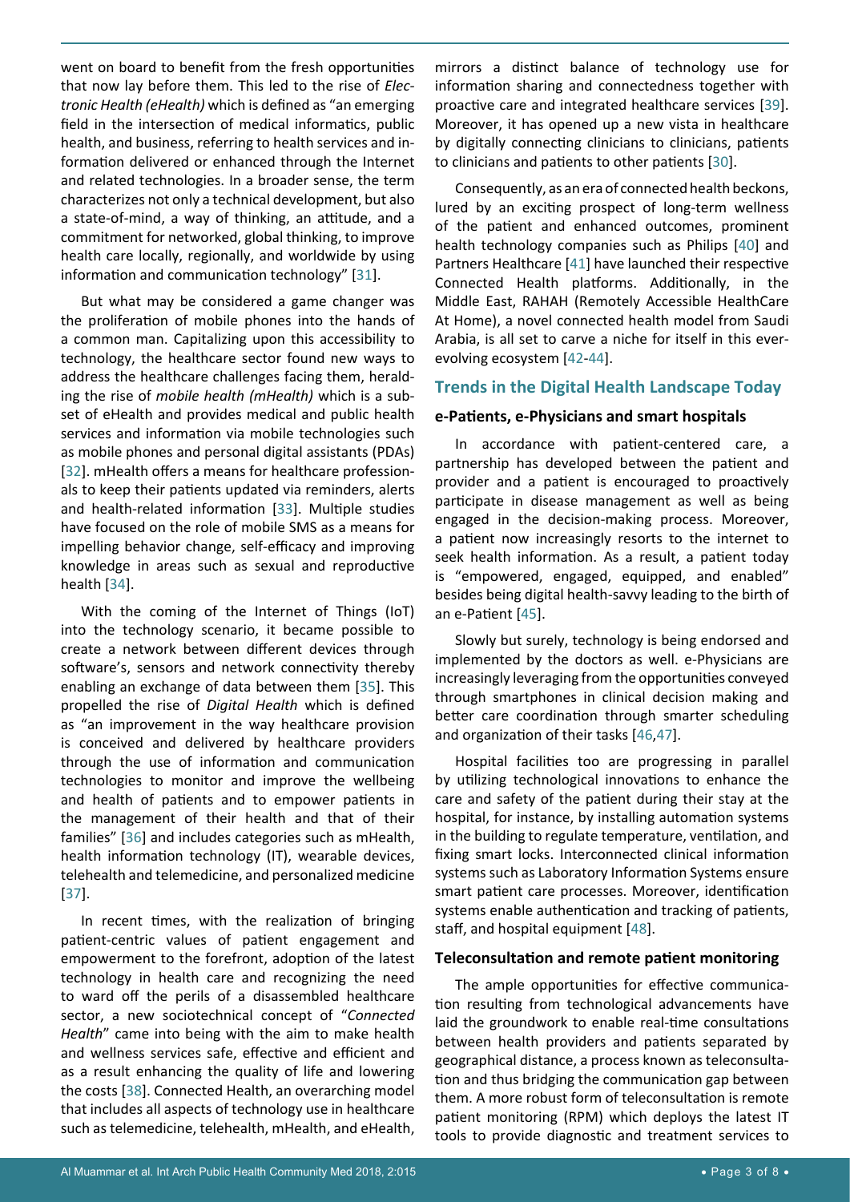went on board to benefit from the fresh opportunities that now lay before them. This led to the rise of *Electronic Health (eHealth)* which is defined as "an emerging field in the intersection of medical informatics, public health, and business, referring to health services and information delivered or enhanced through the Internet and related technologies. In a broader sense, the term characterizes not only a technical development, but also a state-of-mind, a way of thinking, an attitude, and a commitment for networked, global thinking, to improve health care locally, regionally, and worldwide by using information and communication technology" [31].

But what may be considered a game changer was the proliferation of mobile phones into the hands of a common man. Capitalizing upon this accessibility to technology, the healthcare sector found new ways to address the healthcare challenges facing them, heralding the rise of *mobile health (mHealth)* which is a subset of eHealth and provides medical and public health services and information via mobile technologies such as mobile phones and personal digital assistants (PDAs) [32]. mHealth offers a means for healthcare professionals to keep their patients updated via reminders, alerts and health-related information [33]. Multiple studies have focused on the role of mobile SMS as a means for impelling behavior change, self-efficacy and improving knowledge in areas such as sexual and reproductive health [34].

With the coming of the Internet of Things (IoT) into the technology scenario, it became possible to create a network between different devices through software's, sensors and network connectivity thereby enabling an exchange of data between them [35]. This propelled the rise of *Digital Health* which is defined as "an improvement in the way healthcare provision is conceived and delivered by healthcare providers through the use of information and communication technologies to monitor and improve the wellbeing and health of patients and to empower patients in the management of their health and that of their families" [36] and includes categories such as mHealth, health information technology (IT), wearable devices, telehealth and telemedicine, and personalized medicine [37].

In recent times, with the realization of bringing patient-centric values of patient engagement and empowerment to the forefront, adoption of the latest technology in health care and recognizing the need to ward off the perils of a disassembled healthcare sector, a new sociotechnical concept of "*Connected Health*" came into being with the aim to make health and wellness services safe, effective and efficient and as a result enhancing the quality of life and lowering the costs [38]. Connected Health, an overarching model that includes all aspects of technology use in healthcare such as telemedicine, telehealth, mHealth, and eHealth, mirrors a distinct balance of technology use for information sharing and connectedness together with proactive care and integrated healthcare services [39]. Moreover, it has opened up a new vista in healthcare by digitally connecting clinicians to clinicians, patients to clinicians and patients to other patients [30].

Consequently, as an era of connected health beckons, lured by an exciting prospect of long-term wellness of the patient and enhanced outcomes, prominent health technology companies such as Philips [40] and Partners Healthcare [41] have launched their respective Connected Health platforms. Additionally, in the Middle East, RAHAH (Remotely Accessible HealthCare At Home), a novel connected health model from Saudi Arabia, is all set to carve a niche for itself in this ever-evolving ecosystem [42-44].

## Trends in the Digital Health Landscape Today

### e-Patients, e-Physicians and smart hospitals

In accordance with patient-centered care, a partnership has developed between the patient and provider and a patient is encouraged to proactively participate in disease management as well as being engaged in the decision-making process. Moreover, a patient now increasingly resorts to the internet to seek health information. As a result, a patient today is "empowered, engaged, equipped, and enabled" besides being digital health-savvy leading to the birth of an e-Patient [45].

Slowly but surely, technology is being endorsed and implemented by the doctors as well. e-Physicians are increasingly leveraging from the opportunities conveyed through smartphones in clinical decision making and better care coordination through smarter scheduling and organization of their tasks [46,47].

Hospital facilities too are progressing in parallel by utilizing technological innovations to enhance the care and safety of the patient during their stay at the hospital, for instance, by installing automation systems in the building to regulate temperature, ventilation, and fixing smart locks. Interconnected clinical information systems such as Laboratory Information Systems ensure smart patient care processes. Moreover, identification systems enable authentication and tracking of patients, staff, and hospital equipment [48].

### Teleconsultation and remote patient monitoring

The ample opportunities for effective communication resulting from technological advancements have laid the groundwork to enable real-time consultations between health providers and patients separated by geographical distance, a process known as teleconsultation and thus bridging the communication gap between them. A more robust form of teleconsultation is remote patient monitoring (RPM) which deploys the latest IT tools to provide diagnostic and treatment services to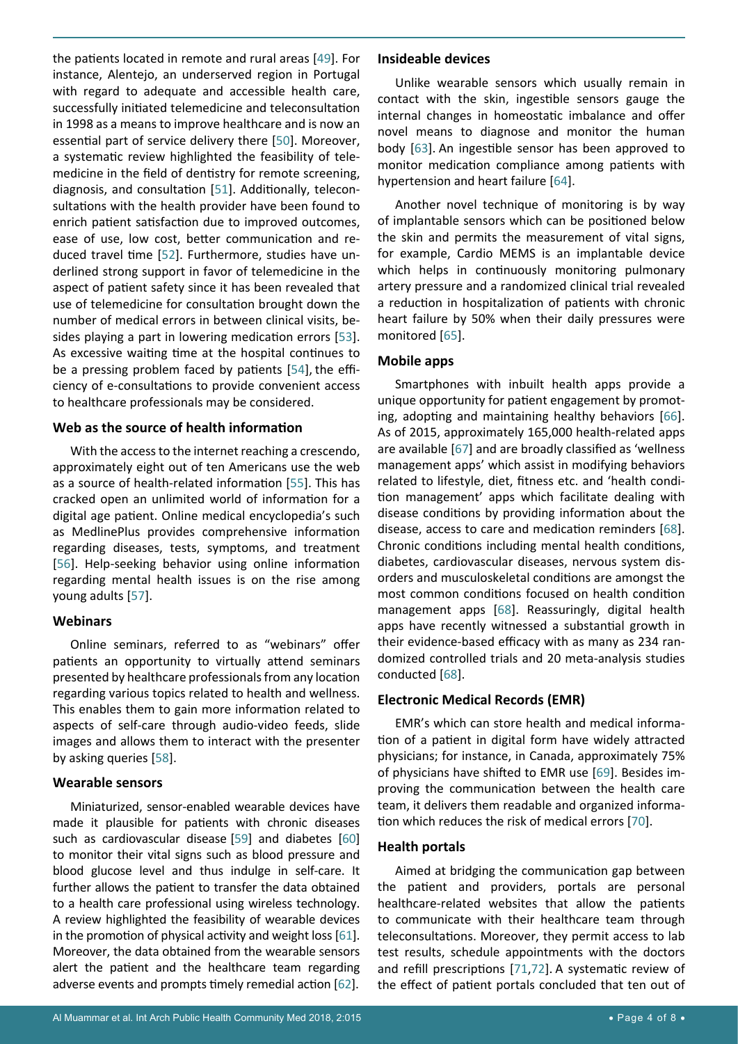the patients located in remote and rural areas [49]. For instance, Alentejo, an underserved region in Portugal with regard to adequate and accessible health care, successfully initiated telemedicine and teleconsultation in 1998 as a means to improve healthcare and is now an essential part of service delivery there [50]. Moreover, a systematic review highlighted the feasibility of telemedicine in the field of dentistry for remote screening, diagnosis, and consultation [51]. Additionally, teleconsultations with the health provider have been found to enrich patient satisfaction due to improved outcomes, ease of use, low cost, better communication and reduced travel time [52]. Furthermore, studies have underlined strong support in favor of telemedicine in the aspect of patient safety since it has been revealed that use of telemedicine for consultation brought down the number of medical errors in between clinical visits, besides playing a part in lowering medication errors [53]. As excessive waiting time at the hospital continues to be a pressing problem faced by patients [54], the efficiency of e-consultations to provide convenient access to healthcare professionals may be considered.

### Web as the source of health information

With the access to the internet reaching a crescendo, approximately eight out of ten Americans use the web as a source of health-related information [55]. This has cracked open an unlimited world of information for a digital age patient. Online medical encyclopedia's such as MedlinePlus provides comprehensive information regarding diseases, tests, symptoms, and treatment [56]. Help-seeking behavior using online information regarding mental health issues is on the rise among young adults [57].

### Webinars

Online seminars, referred to as "webinars" offer patients an opportunity to virtually attend seminars presented by healthcare professionals from any location regarding various topics related to health and wellness. This enables them to gain more information related to aspects of self-care through audio-video feeds, slide images and allows them to interact with the presenter by asking queries [58].

### Wearable sensors

Miniaturized, sensor-enabled wearable devices have made it plausible for patients with chronic diseases such as cardiovascular disease [59] and diabetes [60] to monitor their vital signs such as blood pressure and blood glucose level and thus indulge in self-care. It further allows the patient to transfer the data obtained to a health care professional using wireless technology. A review highlighted the feasibility of wearable devices in the promotion of physical activity and weight loss [61]. Moreover, the data obtained from the wearable sensors alert the patient and the healthcare team regarding adverse events and prompts timely remedial action [62].

### Insideable devices

Unlike wearable sensors which usually remain in contact with the skin, ingestible sensors gauge the internal changes in homeostatic imbalance and offer novel means to diagnose and monitor the human body [63]. An ingestible sensor has been approved to monitor medication compliance among patients with hypertension and heart failure [64].

Another novel technique of monitoring is by way of implantable sensors which can be positioned below the skin and permits the measurement of vital signs, for example, Cardio MEMS is an implantable device which helps in continuously monitoring pulmonary artery pressure and a randomized clinical trial revealed a reduction in hospitalization of patients with chronic heart failure by 50% when their daily pressures were monitored [65].

### Mobile apps

Smartphones with inbuilt health apps provide a unique opportunity for patient engagement by promoting, adopting and maintaining healthy behaviors [66]. As of 2015, approximately 165,000 health-related apps are available [67] and are broadly classified as 'wellness management apps' which assist in modifying behaviors related to lifestyle, diet, fitness etc. and 'health condition management' apps which facilitate dealing with disease conditions by providing information about the disease, access to care and medication reminders [68]. Chronic conditions including mental health conditions, diabetes, cardiovascular diseases, nervous system disorders and musculoskeletal conditions are amongst the most common conditions focused on health condition management apps [68]. Reassuringly, digital health apps have recently witnessed a substantial growth in their evidence-based efficacy with as many as 234 randomized controlled trials and 20 meta-analysis studies conducted [68].

### Electronic Medical Records (EMR)

EMR's which can store health and medical information of a patient in digital form have widely attracted physicians; for instance, in Canada, approximately 75% of physicians have shifted to EMR use [69]. Besides improving the communication between the health care team, it delivers them readable and organized information which reduces the risk of medical errors [70].

### Health portals

Aimed at bridging the communication gap between the patient and providers, portals are personal healthcare-related websites that allow the patients to communicate with their healthcare team through teleconsultations. Moreover, they permit access to lab test results, schedule appointments with the doctors and refill prescriptions [71,72]. A systematic review of the effect of patient portals concluded that ten out of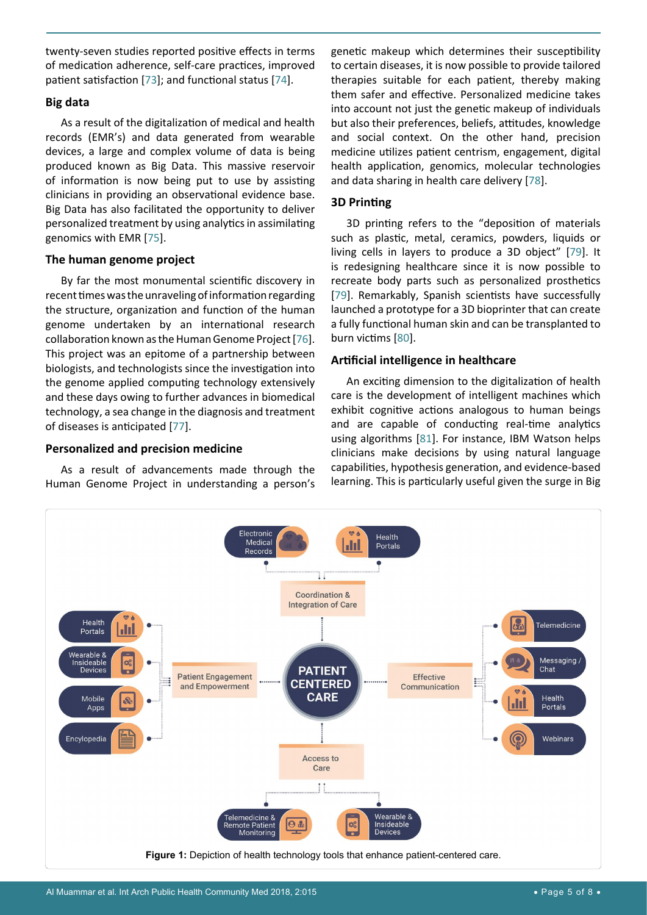twenty-seven studies reported positive effects in terms of medication adherence, self-care practices, improved patient satisfaction [73]; and functional status [74].

### Big data

As a result of the digitalization of medical and health records (EMR's) and data generated from wearable devices, a large and complex volume of data is being produced known as Big Data. This massive reservoir of information is now being put to use by assisting clinicians in providing an observational evidence base. Big Data has also facilitated the opportunity to deliver personalized treatment by using analytics in assimilating genomics with EMR [75].

### The human genome project

By far the most monumental scientific discovery in recent times was the unraveling of information regarding the structure, organization and function of the human genome undertaken by an international research collaboration known as the Human Genome Project [76]. This project was an epitome of a partnership between biologists, and technologists since the investigation into the genome applied computing technology extensively and these days owing to further advances in biomedical technology, a sea change in the diagnosis and treatment of diseases is anticipated [77].

### Personalized and precision medicine

As a result of advancements made through the Human Genome Project in understanding a person's genetic makeup which determines their susceptibility to certain diseases, it is now possible to provide tailored therapies suitable for each patient, thereby making them safer and effective. Personalized medicine takes into account not just the genetic makeup of individuals but also their preferences, beliefs, attitudes, knowledge and social context. On the other hand, precision medicine utilizes patient centrism, engagement, digital health application, genomics, molecular technologies and data sharing in health care delivery [78].

### 3D Printing

3D printing refers to the "deposition of materials such as plastic, metal, ceramics, powders, liquids or living cells in layers to produce a 3D object" [79]. It is redesigning healthcare since it is now possible to recreate body parts such as personalized prosthetics [79]. Remarkably, Spanish scientists have successfully launched a prototype for a 3D bioprinter that can create a fully functional human skin and can be transplanted to burn victims [80].

### Artificial intelligence in healthcare

An exciting dimension to the digitalization of health care is the development of intelligent machines which exhibit cognitive actions analogous to human beings and are capable of conducting real-time analytics using algorithms [81]. For instance, IBM Watson helps clinicians make decisions by using natural language capabilities, hypothesis generation, and evidence-based learning. This is particularly useful given the surge in Big

**Figure 1:** Depiction of health technology tools that enhance patient-centered care.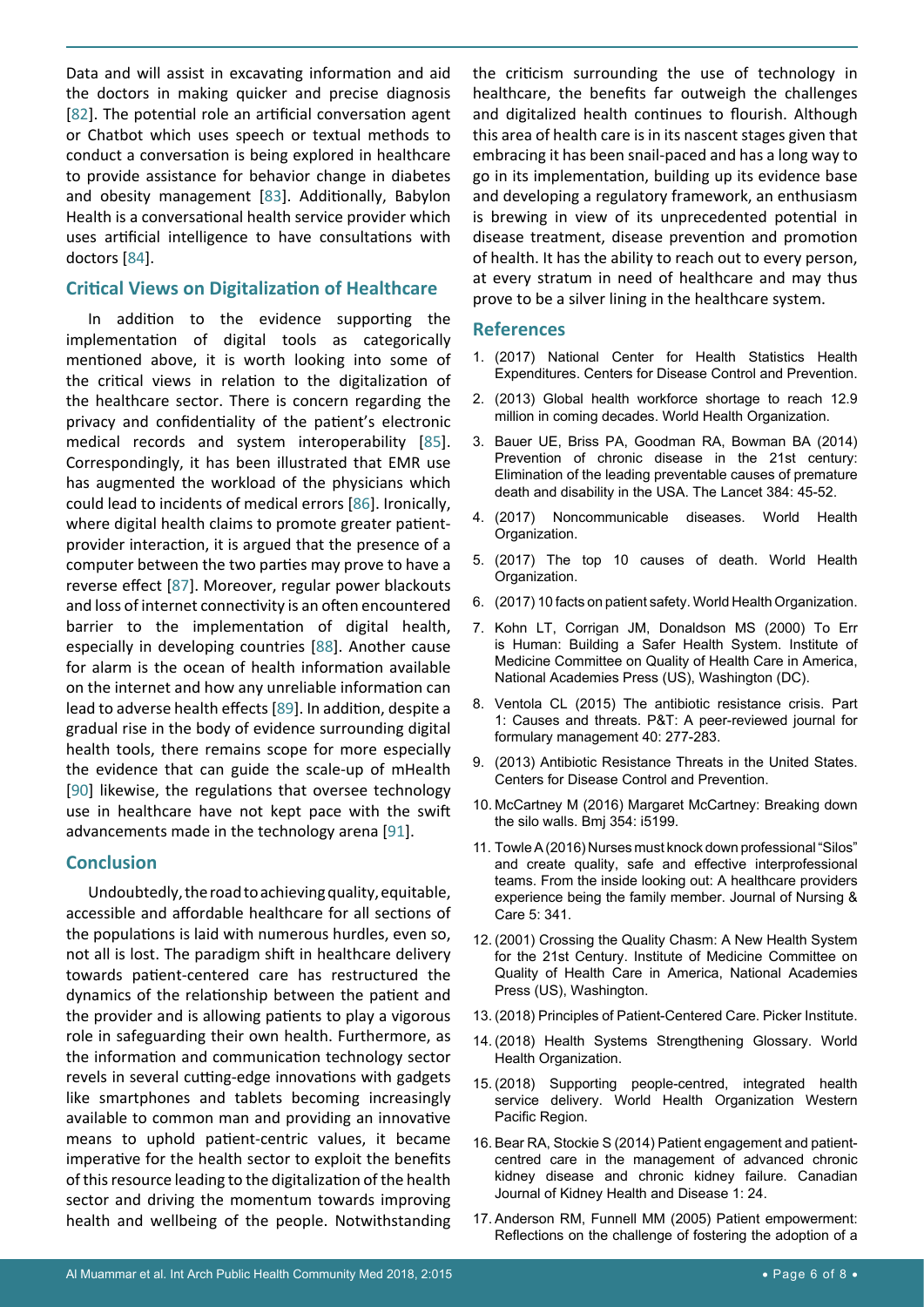Data and will assist in excavating information and aid the doctors in making quicker and precise diagnosis [82]. The potential role an artificial conversation agent or Chatbot which uses speech or textual methods to conduct a conversation is being explored in healthcare to provide assistance for behavior change in diabetes and obesity management [83]. Additionally, Babylon Health is a conversational health service provider which uses artificial intelligence to have consultations with doctors [84].

## Critical Views on Digitalization of Healthcare

In addition to the evidence supporting the implementation of digital tools as categorically mentioned above, it is worth looking into some of the critical views in relation to the digitalization of the healthcare sector. There is concern regarding the privacy and confidentiality of the patient's electronic medical records and system interoperability [85]. Correspondingly, it has been illustrated that EMR use has augmented the workload of the physicians which could lead to incidents of medical errors [86]. Ironically, where digital health claims to promote greater patient-provider interaction, it is argued that the presence of a computer between the two parties may prove to have a reverse effect [87]. Moreover, regular power blackouts and loss of internet connectivity is an often encountered barrier to the implementation of digital health, especially in developing countries [88]. Another cause for alarm is the ocean of health information available on the internet and how any unreliable information can lead to adverse health effects [89]. In addition, despite a gradual rise in the body of evidence surrounding digital health tools, there remains scope for more especially the evidence that can guide the scale-up of mHealth [90] likewise, the regulations that oversee technology use in healthcare have not kept pace with the swift advancements made in the technology arena [91].

## Conclusion

Undoubtedly, the road to achieving quality, equitable, accessible and affordable healthcare for all sections of the populations is laid with numerous hurdles, even so, not all is lost. The paradigm shift in healthcare delivery towards patient-centered care has restructured the dynamics of the relationship between the patient and the provider and is allowing patients to play a vigorous role in safeguarding their own health. Furthermore, as the information and communication technology sector revels in several cutting-edge innovations with gadgets like smartphones and tablets becoming increasingly available to common man and providing an innovative means to uphold patient-centric values, it became imperative for the health sector to exploit the benefits of this resource leading to the digitalization of the health sector and driving the momentum towards improving health and wellbeing of the people. Notwithstanding the criticism surrounding the use of technology in healthcare, the benefits far outweigh the challenges and digitalized health continues to flourish. Although this area of health care is in its nascent stages given that embracing it has been snail-paced and has a long way to go in its implementation, building up its evidence base and developing a regulatory framework, an enthusiasm is brewing in view of its unprecedented potential in disease treatment, disease prevention and promotion of health. It has the ability to reach out to every person, at every stratum in need of healthcare and may thus prove to be a silver lining in the healthcare system.

## References

1. (2017) National Center for Health Statistics Health Expenditures. Centers for Disease Control and Prevention.
2. (2013) Global health workforce shortage to reach 12.9 million in coming decades. World Health Organization.
3. Bauer UE, Briss PA, Goodman RA, Bowman BA (2014) Prevention of chronic disease in the 21st century: Elimination of the leading preventable causes of premature death and disability in the USA. The Lancet 384: 45-52.
4. (2017) Noncommunicable diseases. World Health Organization.
5. (2017) The top 10 causes of death. World Health Organization.
6. (2017) 10 facts on patient safety. World Health Organization.
7. Kohn LT, Corrigan JM, Donaldson MS (2000) To Err is Human: Building a Safer Health System. Institute of Medicine Committee on Quality of Health Care in America, National Academies Press (US), Washington (DC).
8. Ventola CL (2015) The antibiotic resistance crisis. Part 1: Causes and threats. P&T: A peer-reviewed journal for formulary management 40: 277-283.
9. (2013) Antibiotic Resistance Threats in the United States. Centers for Disease Control and Prevention.
10. McCartney M (2016) Margaret McCartney: Breaking down the silo walls. Bmj 354: i5199.
11. Towle A (2016) Nurses must knock down professional "Silos" and create quality, safe and effective interprofessional teams. From the inside looking out: A healthcare providers experience being the family member. Journal of Nursing & Care 5: 341.
12. (2001) Crossing the Quality Chasm: A New Health System for the 21st Century. Institute of Medicine Committee on Quality of Health Care in America, National Academies Press (US), Washington.
13. (2018) Principles of Patient-Centered Care. Picker Institute.
14. (2018) Health Systems Strengthening Glossary. World Health Organization.
15. (2018) Supporting people-centred, integrated health service delivery. World Health Organization Western Pacific Region.
16. Bear RA, Stockie S (2014) Patient engagement and patient-centred care in the management of advanced chronic kidney disease and chronic kidney failure. Canadian Journal of Kidney Health and Disease 1: 24.
17. Anderson RM, Funnell MM (2005) Patient empowerment: Reflections on the challenge of fostering the adoption of a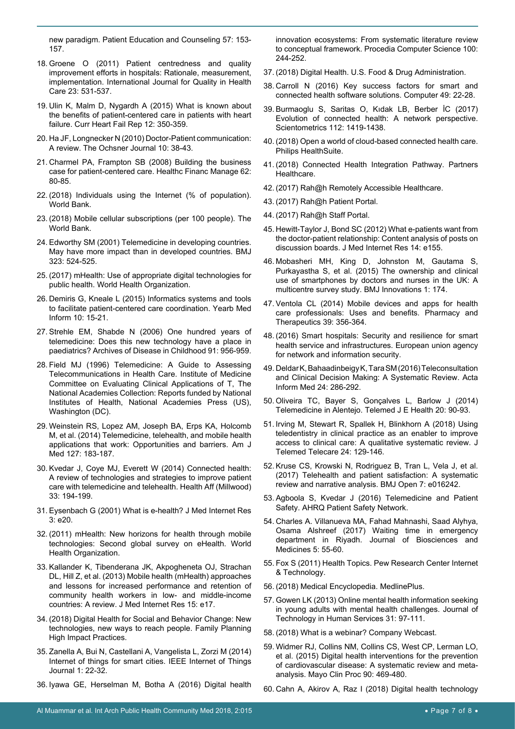new paradigm. Patient Education and Counseling 57: 153-157.

18. Groene O (2011) Patient centredness and quality improvement efforts in hospitals: Rationale, measurement, implementation. International Journal for Quality in Health Care 23: 531-537.
19. Ulin K, Malm D, Nygardh A (2015) What is known about the benefits of patient-centered care in patients with heart failure. Curr Heart Fail Rep 12: 350-359.
20. Ha JF, Longnecker N (2010) Doctor-Patient communication: A review. The Ochsner Journal 10: 38-43.
21. Charmel PA, Frampton SB (2008) Building the business case for patient-centered care. Healthc Financ Manage 62: 80-85.
22. (2018) Individuals using the Internet (% of population). World Bank.
23. (2018) Mobile cellular subscriptions (per 100 people). The World Bank.
24. Edworthy SM (2001) Telemedicine in developing countries. May have more impact than in developed countries. BMJ 323: 524-525.
25. (2017) mHealth: Use of appropriate digital technologies for public health. World Health Organization.
26. Demiris G, Kneale L (2015) Informatics systems and tools to facilitate patient-centered care coordination. Yearb Med Inform 10: 15-21.
27. Strehle EM, Shabde N (2006) One hundred years of telemedicine: Does this new technology have a place in paediatrics? Archives of Disease in Childhood 91: 956-959.
28. Field MJ (1996) Telemedicine: A Guide to Assessing Telecommunications in Health Care. Institute of Medicine Committee on Evaluating Clinical Applications of T, The National Academies Collection: Reports funded by National Institutes of Health, National Academies Press (US), Washington (DC).
29. Weinstein RS, Lopez AM, Joseph BA, Erps KA, Holcomb M, et al. (2014) Telemedicine, telehealth, and mobile health applications that work: Opportunities and barriers. Am J Med 127: 183-187.
30. Kvedar J, Coye MJ, Everett W (2014) Connected health: A review of technologies and strategies to improve patient care with telemedicine and telehealth. Health Aff (Millwood) 33: 194-199.
31. Eysenbach G (2001) What is e-health? J Med Internet Res 3: e20.
32. (2011) mHealth: New horizons for health through mobile technologies: Second global survey on eHealth. World Health Organization.
33. Kallander K, Tibenderana JK, Akpogheneta OJ, Strachan DL, Hill Z, et al. (2013) Mobile health (mHealth) approaches and lessons for increased performance and retention of community health workers in low- and middle-income countries: A review. J Med Internet Res 15: e17.
34. (2018) Digital Health for Social and Behavior Change: New technologies, new ways to reach people. Family Planning High Impact Practices.
35. Zanella A, Bui N, Castellani A, Vangelista L, Zorzi M (2014) Internet of things for smart cities. IEEE Internet of Things Journal 1: 22-32.
36. Iyawa GE, Herselman M, Botha A (2016) Digital health innovation ecosystems: From systematic literature review to conceptual framework. Procedia Computer Science 100: 244-252.
37. (2018) Digital Health. U.S. Food & Drug Administration.
38. Carroll N (2016) Key success factors for smart and connected health software solutions. Computer 49: 22-28.
39. Burmaoglu S, Saritas O, Kıdak LB, Berber İC (2017) Evolution of connected health: A network perspective. Scientometrics 112: 1419-1438.
40. (2018) Open a world of cloud-based connected health care. Philips HealthSuite.
41. (2018) Connected Health Integration Pathway. Partners Healthcare.
42. (2017) Rah@h Remotely Accessible Healthcare.
43. (2017) Rah@h Patient Portal.
44. (2017) Rah@h Staff Portal.
45. Hewitt-Taylor J, Bond SC (2012) What e-patients want from the doctor-patient relationship: Content analysis of posts on discussion boards. J Med Internet Res 14: e155.
46. Mobasheri MH, King D, Johnston M, Gautama S, Purkayastha S, et al. (2015) The ownership and clinical use of smartphones by doctors and nurses in the UK: A multicentre survey study. BMJ Innovations 1: 174.
47. Ventola CL (2014) Mobile devices and apps for health care professionals: Uses and benefits. Pharmacy and Therapeutics 39: 356-364.
48. (2016) Smart hospitals: Security and resilience for smart health service and infrastructures. European union agency for network and information security.
49. Deldar K, Bahaadinbeigy K, Tara SM (2016) Teleconsultation and Clinical Decision Making: A Systematic Review. Acta Inform Med 24: 286-292.
50. Oliveira TC, Bayer S, Gonçalves L, Barlow J (2014) Telemedicine in Alentejo. Telemed J E Health 20: 90-93.
51. Irving M, Stewart R, Spallek H, Blinkhorn A (2018) Using teledentistry in clinical practice as an enabler to improve access to clinical care: A qualitative systematic review. J Telemed Telecare 24: 129-146.
52. Kruse CS, Krowski N, Rodriguez B, Tran L, Vela J, et al. (2017) Telehealth and patient satisfaction: A systematic review and narrative analysis. BMJ Open 7: e016242.
53. Agboola S, Kvedar J (2016) Telemedicine and Patient Safety. AHRQ Patient Safety Network.
54. Charles A. Villanueva MA, Fahad Mahnashi, Saad Alyhya, Osama Alshreef (2017) Waiting time in emergency department in Riyadh. Journal of Biosciences and Medicines 5: 55-60.
55. Fox S (2011) Health Topics. Pew Research Center Internet & Technology.
56. (2018) Medical Encyclopedia. MedlinePlus.
57. Gowen LK (2013) Online mental health information seeking in young adults with mental health challenges. Journal of Technology in Human Services 31: 97-111.
58. (2018) What is a webinar? Company Webcast.
59. Widmer RJ, Collins NM, Collins CS, West CP, Lerman LO, et al. (2015) Digital health interventions for the prevention of cardiovascular disease: A systematic review and meta-analysis. Mayo Clin Proc 90: 469-480.
60. Cahn A, Akirov A, Raz I (2018) Digital health technology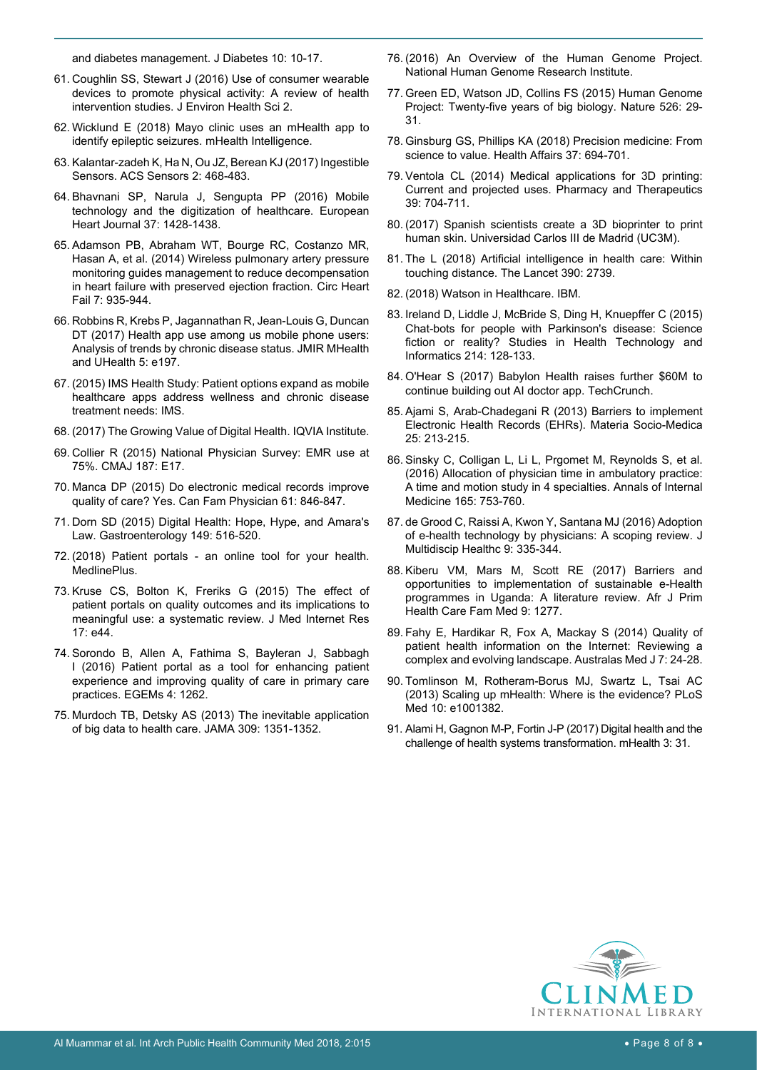and diabetes management. J Diabetes 10: 10-17.

61. Coughlin SS, Stewart J (2016) Use of consumer wearable devices to promote physical activity: A review of health intervention studies. J Environ Health Sci 2.
62. Wicklund E (2018) Mayo clinic uses an mHealth app to identify epileptic seizures. mHealth Intelligence.
63. Kalantar-zadeh K, Ha N, Ou JZ, Berean KJ (2017) Ingestible Sensors. ACS Sensors 2: 468-483.
64. Bhavnani SP, Narula J, Sengupta PP (2016) Mobile technology and the digitization of healthcare. European Heart Journal 37: 1428-1438.
65. Adamson PB, Abraham WT, Bourge RC, Costanzo MR, Hasan A, et al. (2014) Wireless pulmonary artery pressure monitoring guides management to reduce decompensation in heart failure with preserved ejection fraction. Circ Heart Fail 7: 935-944.
66. Robbins R, Krebs P, Jagannathan R, Jean-Louis G, Duncan DT (2017) Health app use among us mobile phone users: Analysis of trends by chronic disease status. JMIR MHealth and UHealth 5: e197.
67. (2015) IMS Health Study: Patient options expand as mobile healthcare apps address wellness and chronic disease treatment needs: IMS.
68. (2017) The Growing Value of Digital Health. IQVIA Institute.
69. Collier R (2015) National Physician Survey: EMR use at 75%. CMAJ 187: E17.
70. Manca DP (2015) Do electronic medical records improve quality of care? Yes. Can Fam Physician 61: 846-847.
71. Dorn SD (2015) Digital Health: Hope, Hype, and Amara's Law. Gastroenterology 149: 516-520.
72. (2018) Patient portals - an online tool for your health. MedlinePlus.
73. Kruse CS, Bolton K, Freriks G (2015) The effect of patient portals on quality outcomes and its implications to meaningful use: a systematic review. J Med Internet Res 17: e44.
74. Sorondo B, Allen A, Fathima S, Bayleran J, Sabbagh I (2016) Patient portal as a tool for enhancing patient experience and improving quality of care in primary care practices. EGEMs 4: 1262.
75. Murdoch TB, Detsky AS (2013) The inevitable application of big data to health care. JAMA 309: 1351-1352.
76. (2016) An Overview of the Human Genome Project. National Human Genome Research Institute.
77. Green ED, Watson JD, Collins FS (2015) Human Genome Project: Twenty-five years of big biology. Nature 526: 29-31.
78. Ginsburg GS, Phillips KA (2018) Precision medicine: From science to value. Health Affairs 37: 694-701.
79. Ventola CL (2014) Medical applications for 3D printing: Current and projected uses. Pharmacy and Therapeutics 39: 704-711.
80. (2017) Spanish scientists create a 3D bioprinter to print human skin. Universidad Carlos III de Madrid (UC3M).
81. The L (2018) Artificial intelligence in health care: Within touching distance. The Lancet 390: 2739.
82. (2018) Watson in Healthcare. IBM.
83. Ireland D, Liddle J, McBride S, Ding H, Knuepffer C (2015) Chat-bots for people with Parkinson's disease: Science fiction or reality? Studies in Health Technology and Informatics 214: 128-133.
84. O'Hear S (2017) Babylon Health raises further $60M to continue building out AI doctor app. TechCrunch.
85. Ajami S, Arab-Chadegani R (2013) Barriers to implement Electronic Health Records (EHRs). Materia Socio-Medica 25: 213-215.
86. Sinsky C, Colligan L, Li L, Prgomet M, Reynolds S, et al. (2016) Allocation of physician time in ambulatory practice: A time and motion study in 4 specialties. Annals of Internal Medicine 165: 753-760.
87. de Grood C, Raissi A, Kwon Y, Santana MJ (2016) Adoption of e-health technology by physicians: A scoping review. J Multidiscip Healthc 9: 335-344.
88. Kiberu VM, Mars M, Scott RE (2017) Barriers and opportunities to implementation of sustainable e-Health programmes in Uganda: A literature review. Afr J Prim Health Care Fam Med 9: 1277.
89. Fahy E, Hardikar R, Fox A, Mackay S (2014) Quality of patient health information on the Internet: Reviewing a complex and evolving landscape. Australas Med J 7: 24-28.
90. Tomlinson M, Rotheram-Borus MJ, Swartz L, Tsai AC (2013) Scaling up mHealth: Where is the evidence? PLoS Med 10: e1001382.
91. Alami H, Gagnon M-P, Fortin J-P (2017) Digital health and the challenge of health systems transformation. mHealth 3: 31.